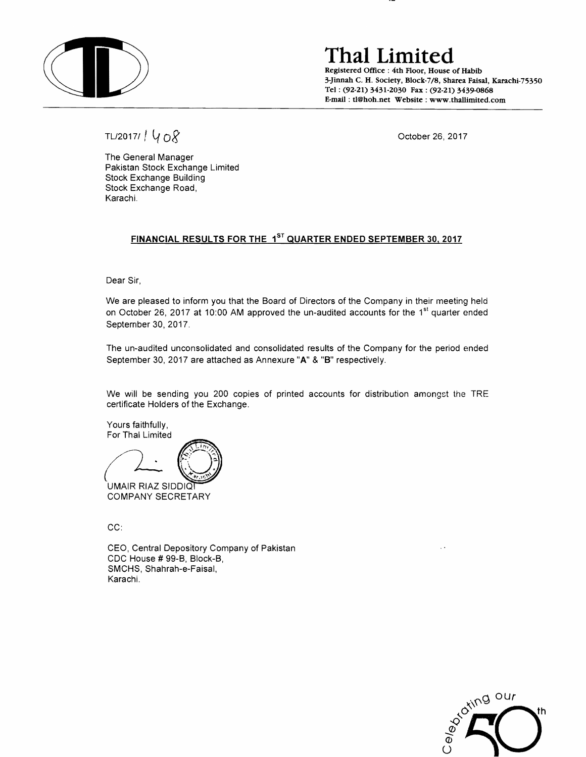# Thal Limited

Registered Office : 4th Floor, House of Habib
3-Jinnah C. H. Society, Block-7/8, Sharea Faisal, Karachi-75350
Tel : (92-21) 3431-2030 Fax : (92-21) 3439-0868
E-mail : tl@hoh.net Website : www.thallimited.com

TL/2017/1408

October 26, 2017

The General Manager
Pakistan Stock Exchange Limited
Stock Exchange Building
Stock Exchange Road,
Karachi.

**FINANCIAL RESULTS FOR THE 1ST QUARTER ENDED SEPTEMBER 30, 2017**

Dear Sir,

We are pleased to inform you that the Board of Directors of the Company in their meeting held on October 26, 2017 at 10:00 AM approved the un-audited accounts for the 1st quarter ended September 30, 2017.

The un-audited unconsolidated and consolidated results of the Company for the period ended September 30, 2017 are attached as Annexure "**A**" & "**B**" respectively.

We will be sending you 200 copies of printed accounts for distribution amongst the TRE certificate Holders of the Exchange.

Yours faithfully,
For Thal Limited

UMAIR RIAZ SIDDIQI
COMPANY SECRETARY

CC:

CEO, Central Depository Company of Pakistan
CDC House # 99-B, Block-B,
SMCHS, Shahrah-e-Faisal,
Karachi.

Celebrating our 50th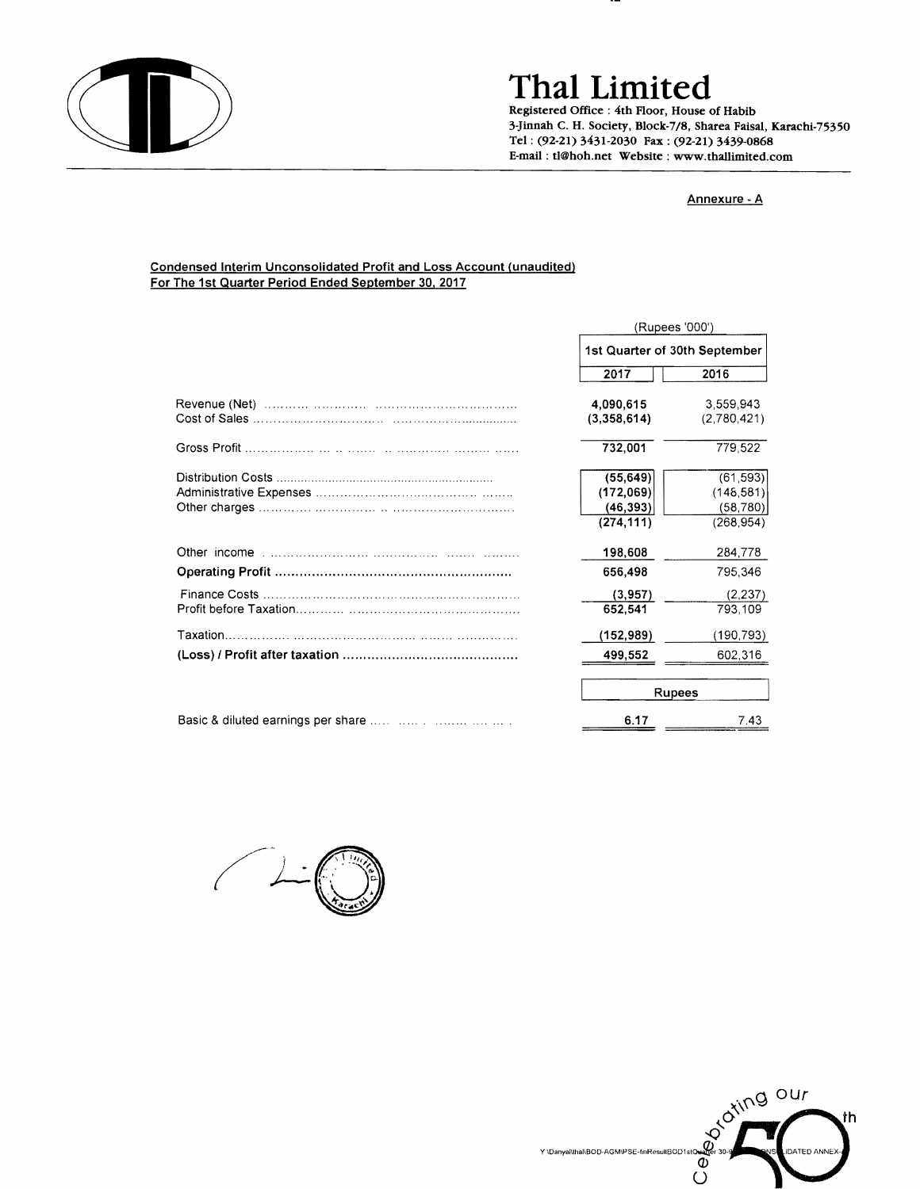# Thal Limited

Registered Office : 4th Floor, House of Habib
3-Jinnah C. H. Society, Block-7/8, Sharea Faisal, Karachi-75350
Tel : (92-21) 3431-2030 Fax : (92-21) 3439-0868
E-mail : tl@hoh.net Website : www.thallimited.com

Annexure - A

**Condensed Interim Unconsolidated Profit and Loss Account (unaudited)**
**For The 1st Quarter Period Ended September 30, 2017**

| | (Rupees '000') | |
|---|---|---|
| | 1st Quarter of 30th September | |
| | 2017 | 2016 |
| Revenue (Net) | 4,090,615 | 3,559,943 |
| Cost of Sales | (3,358,614) | (2,780,421) |
| Gross Profit | 732,001 | 779,522 |
| Distribution Costs | (55,649) | (61,593) |
| Administrative Expenses | (172,069) | (148,581) |
| Other charges | (46,393) | (58,780) |
| | (274,111) | (268,954) |
| Other income | 198,608 | 284,778 |
| **Operating Profit** | 656,498 | 795,346 |
| Finance Costs | (3,957) | (2,237) |
| Profit before Taxation | 652,541 | 793,109 |
| Taxation | (152,989) | (190,793) |
| **(Loss) / Profit after taxation** | 499,552 | 602,316 |
| | Rupees | |
| Basic & diluted earnings per share | 6.17 | 7.43 |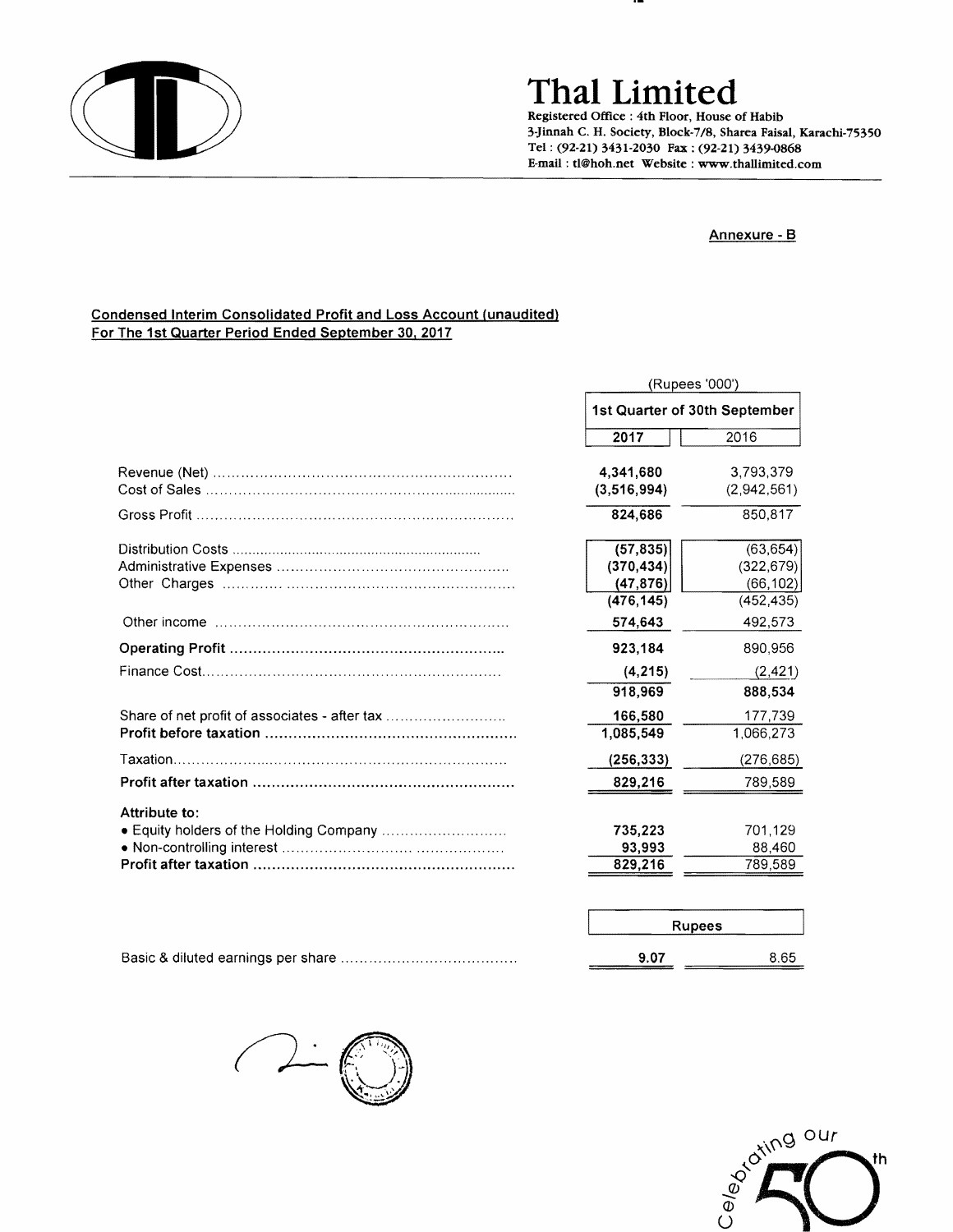# Thal Limited

Registered Office : 4th Floor, House of Habib
3-Jinnah C. H. Society, Block-7/8, Sharea Faisal, Karachi-75350
Tel : (92-21) 3431-2030 Fax : (92-21) 3439-0868
E-mail : tl@hoh.net Website : www.thallimited.com

Annexure - B

**Condensed Interim Consolidated Profit and Loss Account (unaudited)**
**For The 1st Quarter Period Ended September 30, 2017**

| | (Rupees '000') 1st Quarter of 30th September | |
|---|---|---|
| | **2017** | 2016 |
| Revenue (Net) | **4,341,680** | 3,793,379 |
| Cost of Sales | **(3,516,994)** | (2,942,561) |
| Gross Profit | **824,686** | 850,817 |
| Distribution Costs | **(57,835)** | (63,654) |
| Administrative Expenses | **(370,434)** | (322,679) |
| Other Charges | **(47,876)** | (66,102) |
| | **(476,145)** | (452,435) |
| Other income | **574,643** | 492,573 |
| **Operating Profit** | **923,184** | 890,956 |
| Finance Cost | **(4,215)** | (2,421) |
| | **918,969** | **888,534** |
| Share of net profit of associates - after tax | **166,580** | 177,739 |
| **Profit before taxation** | **1,085,549** | 1,066,273 |
| Taxation | **(256,333)** | (276,685) |
| **Profit after taxation** | **829,216** | 789,589 |
| **Attribute to:** | | |
| • Equity holders of the Holding Company | **735,223** | 701,129 |
| • Non-controlling interest | **93,993** | 88,460 |
| **Profit after taxation** | **829,216** | 789,589 |
| | **Rupees** | |
| Basic & diluted earnings per share | **9.07** | 8.65 |

Celebrating our 50th